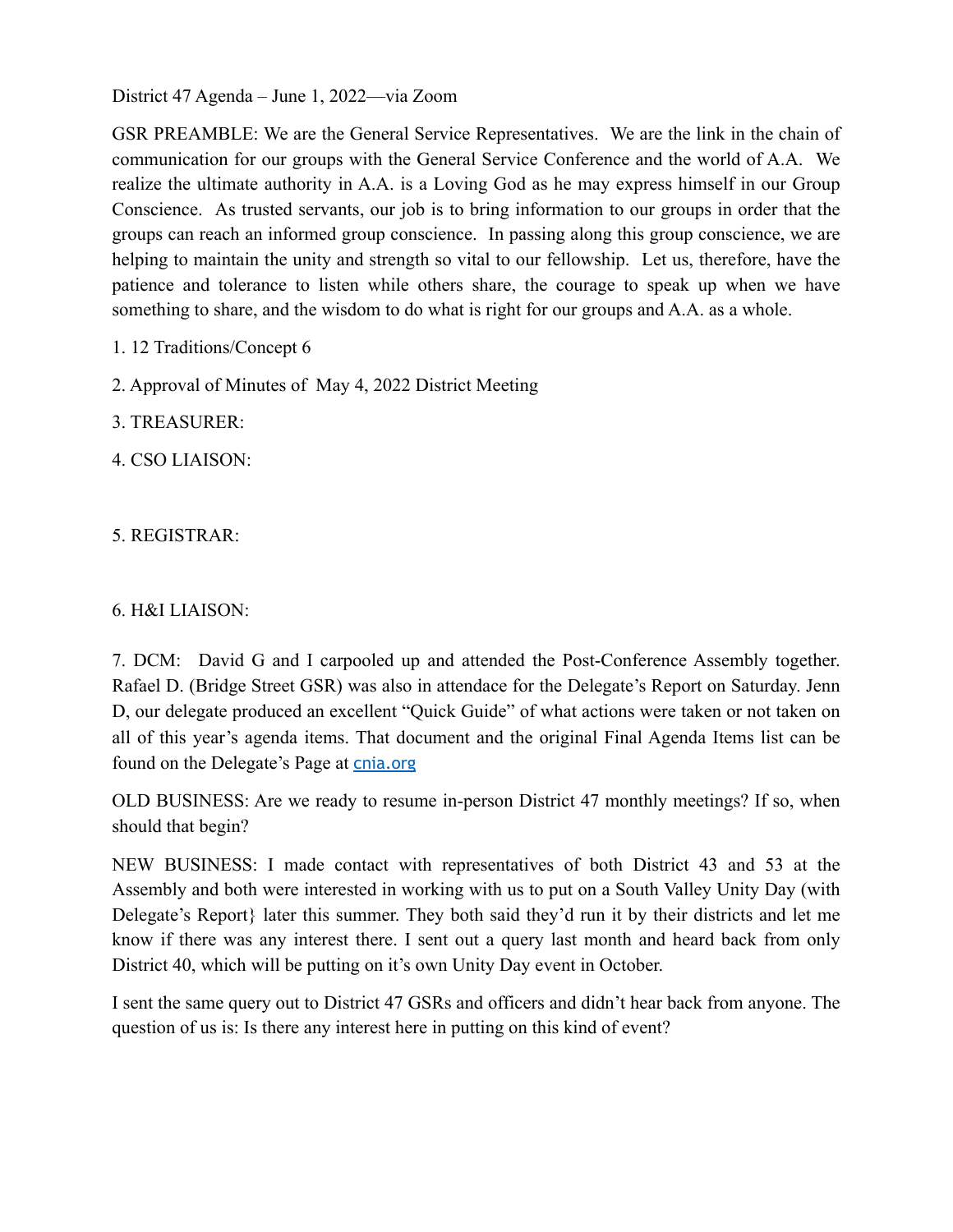District 47 Agenda – June 1, 2022—via Zoom

GSR PREAMBLE: We are the General Service Representatives. We are the link in the chain of communication for our groups with the General Service Conference and the world of A.A. We realize the ultimate authority in A.A. is a Loving God as he may express himself in our Group Conscience. As trusted servants, our job is to bring information to our groups in order that the groups can reach an informed group conscience. In passing along this group conscience, we are helping to maintain the unity and strength so vital to our fellowship. Let us, therefore, have the patience and tolerance to listen while others share, the courage to speak up when we have something to share, and the wisdom to do what is right for our groups and A.A. as a whole.

1. 12 Traditions/Concept 6

2. Approval of Minutes of May 4, 2022 District Meeting

3. TREASURER:

4. CSO LIAISON:

5. REGISTRAR:

6. H&I LIAISON:

7. DCM: David G and I carpooled up and attended the Post-Conference Assembly together. Rafael D. (Bridge Street GSR) was also in attendace for the Delegate's Report on Saturday. Jenn D, our delegate produced an excellent "Quick Guide" of what actions were taken or not taken on all of this year's agenda items. That document and the original Final Agenda Items list can be found on the Delegate's Page at cnia.org

OLD BUSINESS: Are we ready to resume in-person District 47 monthly meetings? If so, when should that begin?

NEW BUSINESS: I made contact with representatives of both District 43 and 53 at the Assembly and both were interested in working with us to put on a South Valley Unity Day (with Delegate's Report} later this summer. They both said they'd run it by their districts and let me know if there was any interest there. I sent out a query last month and heard back from only District 40, which will be putting on it's own Unity Day event in October.

I sent the same query out to District 47 GSRs and officers and didn't hear back from anyone. The question of us is: Is there any interest here in putting on this kind of event?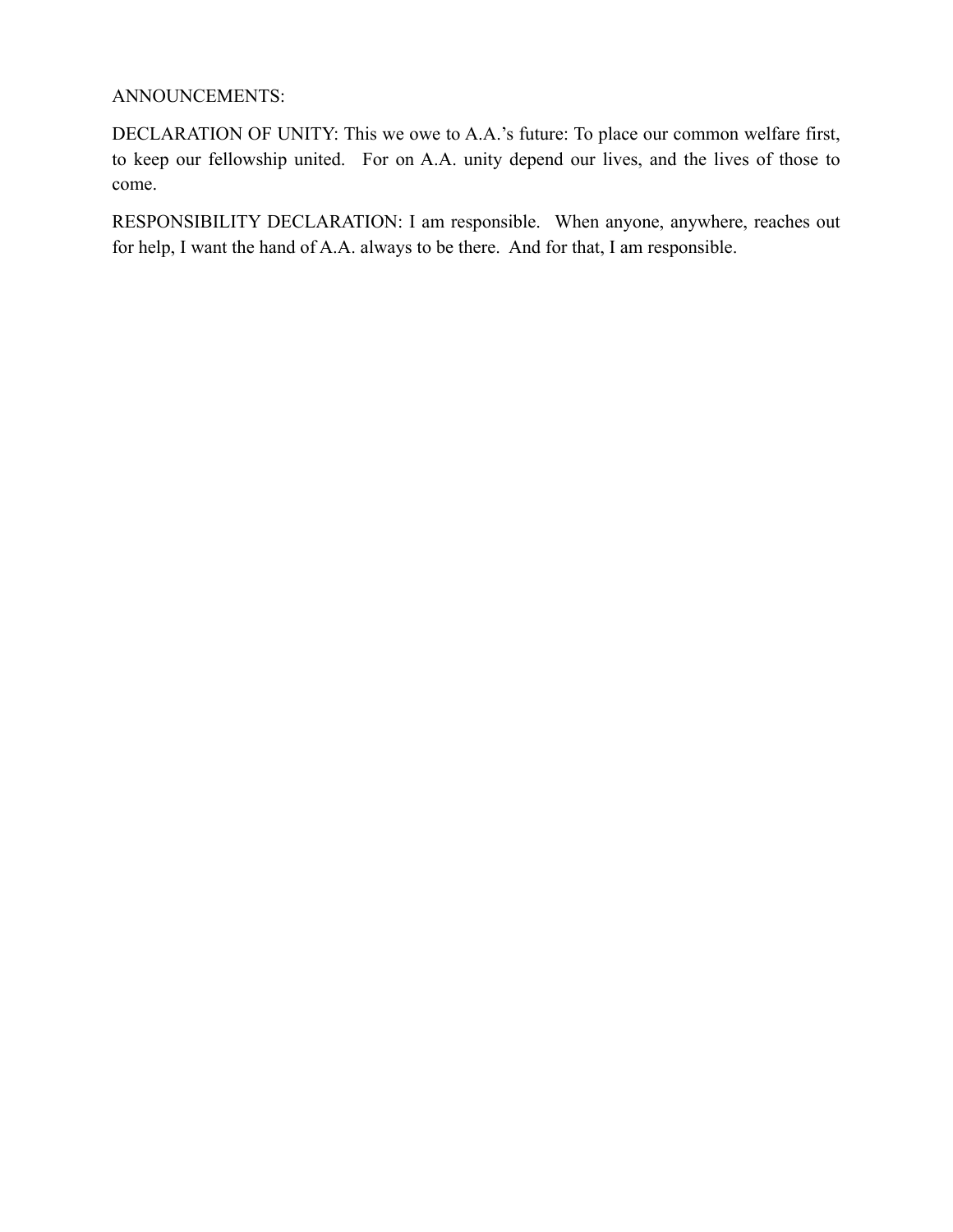ANNOUNCEMENTS:

DECLARATION OF UNITY: This we owe to A.A.'s future: To place our common welfare first, to keep our fellowship united. For on A.A. unity depend our lives, and the lives of those to come.

RESPONSIBILITY DECLARATION: I am responsible. When anyone, anywhere, reaches out for help, I want the hand of A.A. always to be there. And for that, I am responsible.